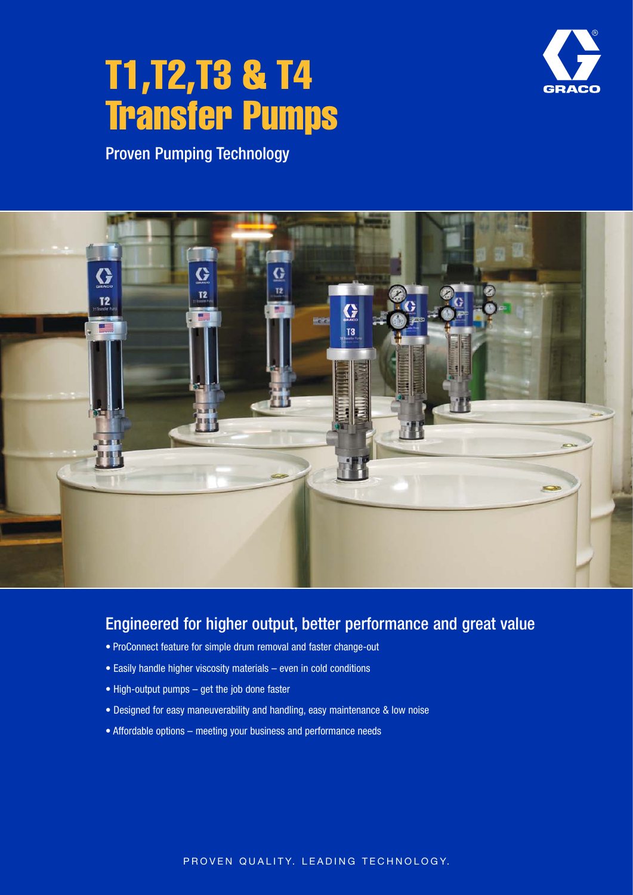# T1,T2,T3 & T4 Transfer Pumps

Proven Pumping Technology

## Engineered for higher output, better performance and great value

- ProConnect feature for simple drum removal and faster change-out
- Easily handle higher viscosity materials – even in cold conditions
- High-output pumps – get the job done faster
- Designed for easy maneuverability and handling, easy maintenance & low noise
- Affordable options – meeting your business and performance needs

PROVEN QUALITY. LEADING TECHNOLOGY.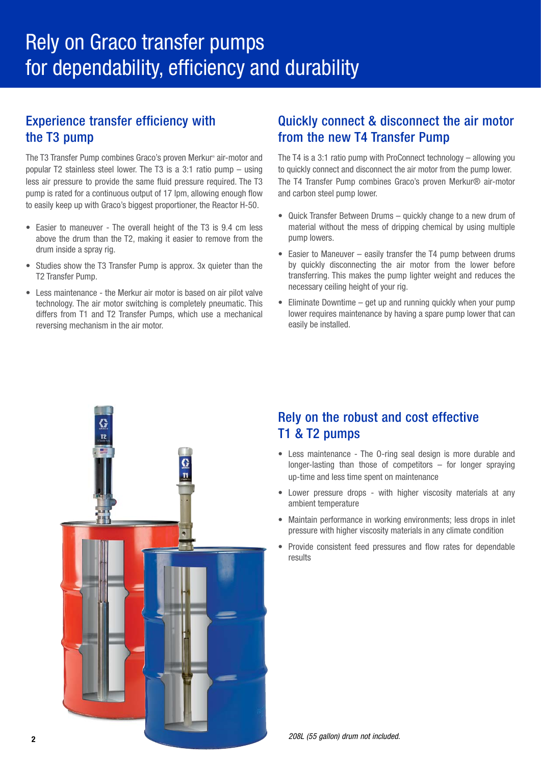# Rely on Graco transfer pumps for dependability, efficiency and durability

## Experience transfer efficiency with the T3 pump

The T3 Transfer Pump combines Graco's proven Merkur® air-motor and popular T2 stainless steel lower. The T3 is a 3:1 ratio pump – using less air pressure to provide the same fluid pressure required. The T3 pump is rated for a continuous output of 17 lpm, allowing enough flow to easily keep up with Graco's biggest proportioner, the Reactor H-50.

- Easier to maneuver - The overall height of the T3 is 9.4 cm less above the drum than the T2, making it easier to remove from the drum inside a spray rig.
- Studies show the T3 Transfer Pump is approx. 3x quieter than the T2 Transfer Pump.
- Less maintenance - the Merkur air motor is based on air pilot valve technology. The air motor switching is completely pneumatic. This differs from T1 and T2 Transfer Pumps, which use a mechanical reversing mechanism in the air motor.

## Quickly connect & disconnect the air motor from the new T4 Transfer Pump

The T4 is a 3:1 ratio pump with ProConnect technology – allowing you to quickly connect and disconnect the air motor from the pump lower. The T4 Transfer Pump combines Graco's proven Merkur® air-motor and carbon steel pump lower.

- Quick Transfer Between Drums – quickly change to a new drum of material without the mess of dripping chemical by using multiple pump lowers.
- Easier to Maneuver – easily transfer the T4 pump between drums by quickly disconnecting the air motor from the lower before transferring. This makes the pump lighter weight and reduces the necessary ceiling height of your rig.
- Eliminate Downtime – get up and running quickly when your pump lower requires maintenance by having a spare pump lower that can easily be installed.

## Rely on the robust and cost effective T1 & T2 pumps

- Less maintenance - The O-ring seal design is more durable and longer-lasting than those of competitors – for longer spraying up-time and less time spent on maintenance
- Lower pressure drops - with higher viscosity materials at any ambient temperature
- Maintain performance in working environments; less drops in inlet pressure with higher viscosity materials in any climate condition
- Provide consistent feed pressures and flow rates for dependable results

*208L (55 gallon) drum not included.*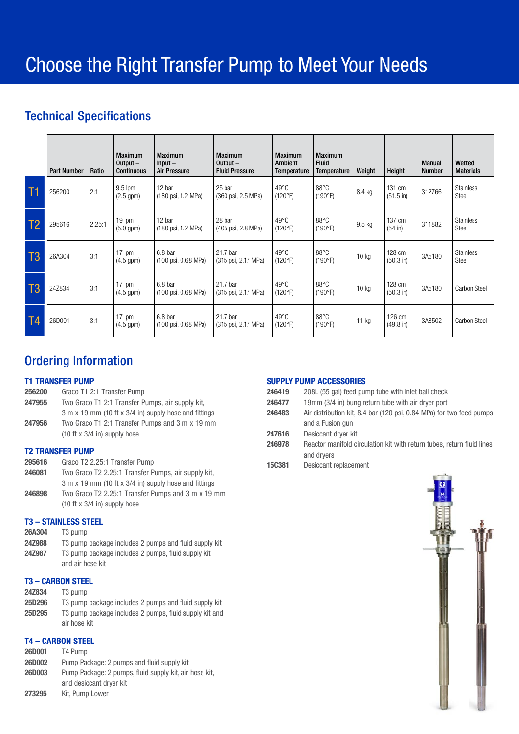# Choose the Right Transfer Pump to Meet Your Needs

## Technical Specifications

| | Part Number | Ratio | Maximum Output – Continuous | Maximum Input – Air Pressure | Maximum Output – Fluid Pressure | Maximum Ambient Temperature | Maximum Fluid Temperature | Weight | Height | Manual Number | Wetted Materials |
|---|---|---|---|---|---|---|---|---|---|---|---|
| T1 | 256200 | 2:1 | 9.5 lpm (2.5 gpm) | 12 bar (180 psi, 1.2 MPa) | 25 bar (360 psi, 2.5 MPa) | 49°C (120°F) | 88°C (190°F) | 8.4 kg | 131 cm (51.5 in) | 312766 | Stainless Steel |
| T2 | 295616 | 2.25:1 | 19 lpm (5.0 gpm) | 12 bar (180 psi, 1.2 MPa) | 28 bar (405 psi, 2.8 MPa) | 49°C (120°F) | 88°C (190°F) | 9.5 kg | 137 cm (54 in) | 311882 | Stainless Steel |
| T3 | 26A304 | 3:1 | 17 lpm (4.5 gpm) | 6.8 bar (100 psi, 0.68 MPa) | 21.7 bar (315 psi, 2.17 MPa) | 49°C (120°F) | 88°C (190°F) | 10 kg | 128 cm (50.3 in) | 3A5180 | Stainless Steel |
| T3 | 24Z834 | 3:1 | 17 lpm (4.5 gpm) | 6.8 bar (100 psi, 0.68 MPa) | 21.7 bar (315 psi, 2.17 MPa) | 49°C (120°F) | 88°C (190°F) | 10 kg | 128 cm (50.3 in) | 3A5180 | Carbon Steel |
| T4 | 26D001 | 3:1 | 17 lpm (4.5 gpm) | 6.8 bar (100 psi, 0.68 MPa) | 21.7 bar (315 psi, 2.17 MPa) | 49°C (120°F) | 88°C (190°F) | 11 kg | 126 cm (49.8 in) | 3A8502 | Carbon Steel |

## Ordering Information

### T1 TRANSFER PUMP

**256200** Graco T1 2:1 Transfer Pump

**247955** Two Graco T1 2:1 Transfer Pumps, air supply kit, 3 m x 19 mm (10 ft x 3/4 in) supply hose and fittings

**247956** Two Graco T1 2:1 Transfer Pumps and 3 m x 19 mm (10 ft x 3/4 in) supply hose

### T2 TRANSFER PUMP

**295616** Graco T2 2.25:1 Transfer Pump

**246081** Two Graco T2 2.25:1 Transfer Pumps, air supply kit, 3 m x 19 mm (10 ft x 3/4 in) supply hose and fittings

**246898** Two Graco T2 2.25:1 Transfer Pumps and 3 m x 19 mm (10 ft x 3/4 in) supply hose

### T3 – STAINLESS STEEL

**26A304** T3 pump

**24Z988** T3 pump package includes 2 pumps and fluid supply kit

**24Z987** T3 pump package includes 2 pumps, fluid supply kit and air hose kit

### T3 – CARBON STEEL

**24Z834** T3 pump

**25D296** T3 pump package includes 2 pumps and fluid supply kit

**25D295** T3 pump package includes 2 pumps, fluid supply kit and air hose kit

### T4 – CARBON STEEL

**26D001** T4 Pump

**26D002** Pump Package: 2 pumps and fluid supply kit

**26D003** Pump Package: 2 pumps, fluid supply kit, air hose kit, and desiccant dryer kit

**273295** Kit, Pump Lower

### SUPPLY PUMP ACCESSORIES

**246419** 208L (55 gal) feed pump tube with inlet ball check

**246477** 19mm (3/4 in) bung return tube with air dryer port

**246483** Air distribution kit, 8.4 bar (120 psi, 0.84 MPa) for two feed pumps and a Fusion gun

**247616** Desiccant dryer kit

**246978** Reactor manifold circulation kit with return tubes, return fluid lines and dryers

**15C381** Desiccant replacement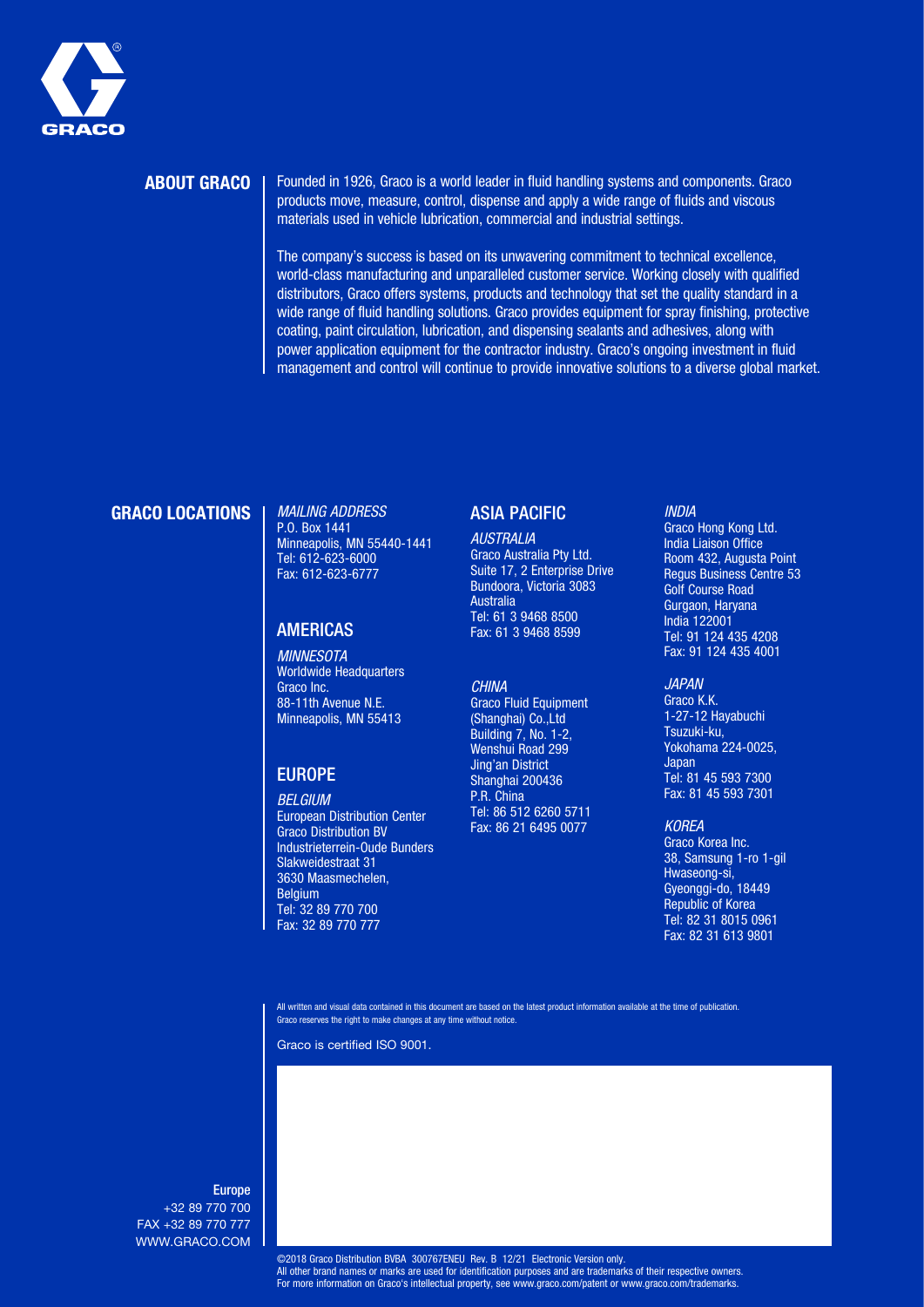## ABOUT GRACO

Founded in 1926, Graco is a world leader in fluid handling systems and components. Graco products move, measure, control, dispense and apply a wide range of fluids and viscous materials used in vehicle lubrication, commercial and industrial settings.

The company's success is based on its unwavering commitment to technical excellence, world-class manufacturing and unparalleled customer service. Working closely with qualified distributors, Graco offers systems, products and technology that set the quality standard in a wide range of fluid handling solutions. Graco provides equipment for spray finishing, protective coating, paint circulation, lubrication, and dispensing sealants and adhesives, along with power application equipment for the contractor industry. Graco's ongoing investment in fluid management and control will continue to provide innovative solutions to a diverse global market.

## GRACO LOCATIONS

*MAILING ADDRESS*
P.O. Box 1441
Minneapolis, MN 55440-1441
Tel: 612-623-6000
Fax: 612-623-6777

### AMERICAS

*MINNESOTA*
Worldwide Headquarters
Graco Inc.
88-11th Avenue N.E.
Minneapolis, MN 55413

### EUROPE

*BELGIUM*
European Distribution Center
Graco Distribution BV
Industrieterrein-Oude Bunders
Slakweidestraat 31
3630 Maasmechelen,
Belgium
Tel: 32 89 770 700
Fax: 32 89 770 777

### ASIA PACIFIC

*AUSTRALIA*
Graco Australia Pty Ltd.
Suite 17, 2 Enterprise Drive
Bundoora, Victoria 3083
Australia
Tel: 61 3 9468 8500
Fax: 61 3 9468 8599

*CHINA*
Graco Fluid Equipment
(Shanghai) Co.,Ltd
Building 7, No. 1-2,
Wenshui Road 299
Jing'an District
Shanghai 200436
P.R. China
Tel: 86 512 6260 5711
Fax: 86 21 6495 0077

*INDIA*
Graco Hong Kong Ltd.
India Liaison Office
Room 432, Augusta Point
Regus Business Centre 53
Golf Course Road
Gurgaon, Haryana
India 122001
Tel: 91 124 435 4208
Fax: 91 124 435 4001

*JAPAN*
Graco K.K.
1-27-12 Hayabuchi
Tsuzuki-ku,
Yokohama 224-0025,
Japan
Tel: 81 45 593 7300
Fax: 81 45 593 7301

*KOREA*
Graco Korea Inc.
38, Samsung 1-ro 1-gil
Hwaseong-si,
Gyeonggi-do, 18449
Republic of Korea
Tel: 82 31 8015 0961
Fax: 82 31 613 9801

All written and visual data contained in this document are based on the latest product information available at the time of publication. Graco reserves the right to make changes at any time without notice.

Graco is certified ISO 9001.

**Europe**
+32 89 770 700
FAX +32 89 770 777
WWW.GRACO.COM

©2018 Graco Distribution BVBA 300767ENEU Rev. B 12/21 Electronic Version only.
All other brand names or marks are used for identification purposes and are trademarks of their respective owners.
For more information on Graco's intellectual property, see www.graco.com/patent or www.graco.com/trademarks.